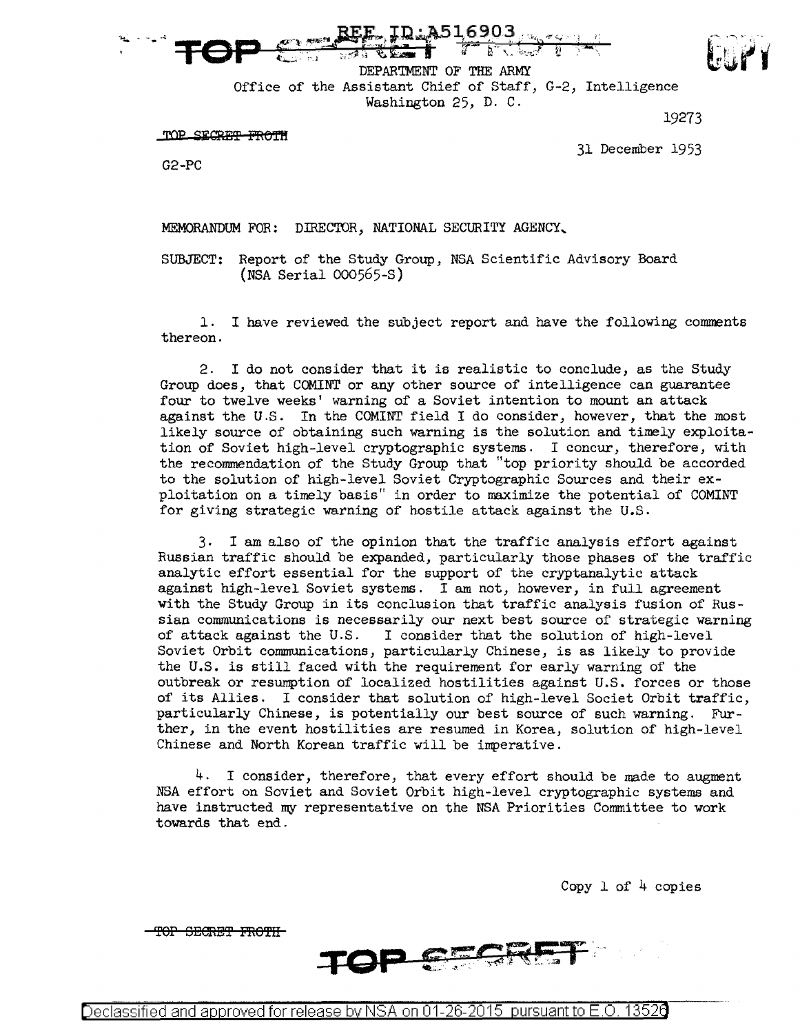TOP SECRET REF ID:A516903

COPY

DEPARTMENT OF THE ARMY
Office of the Assistant Chief of Staff, G-2, Intelligence
Washington 25, D. C.

19273

~~TOP SECRET FROTH~~

31 December 1953

G2-PC

MEMORANDUM FOR: DIRECTOR, NATIONAL SECURITY AGENCY.

SUBJECT: Report of the Study Group, NSA Scientific Advisory Board (NSA Serial 000565-S)

1. I have reviewed the subject report and have the following comments thereon.

2. I do not consider that it is realistic to conclude, as the Study Group does, that COMINT or any other source of intelligence can guarantee four to twelve weeks' warning of a Soviet intention to mount an attack against the U.S. In the COMINT field I do consider, however, that the most likely source of obtaining such warning is the solution and timely exploitation of Soviet high-level cryptographic systems. I concur, therefore, with the recommendation of the Study Group that "top priority should be accorded to the solution of high-level Soviet Cryptographic Sources and their exploitation on a timely basis" in order to maximize the potential of COMINT for giving strategic warning of hostile attack against the U.S.

3. I am also of the opinion that the traffic analysis effort against Russian traffic should be expanded, particularly those phases of the traffic analytic effort essential for the support of the cryptanalytic attack against high-level Soviet systems. I am not, however, in full agreement with the Study Group in its conclusion that traffic analysis fusion of Russian communications is necessarily our next best source of strategic warning of attack against the U.S. I consider that the solution of high-level Soviet Orbit communications, particularly Chinese, is as likely to provide the U.S. is still faced with the requirement for early warning of the outbreak or resumption of localized hostilities against U.S. forces or those of its Allies. I consider that solution of high-level Societ Orbit traffic, particularly Chinese, is potentially our best source of such warning. Further, in the event hostilities are resumed in Korea, solution of high-level Chinese and North Korean traffic will be imperative.

4. I consider, therefore, that every effort should be made to augment NSA effort on Soviet and Soviet Orbit high-level cryptographic systems and have instructed my representative on the NSA Priorities Committee to work towards that end.

Copy 1 of 4 copies

~~TOP SECRET FROTH~~

TOP SECRET

Declassified and approved for release by NSA on 01-26-2015 pursuant to E.O. 13526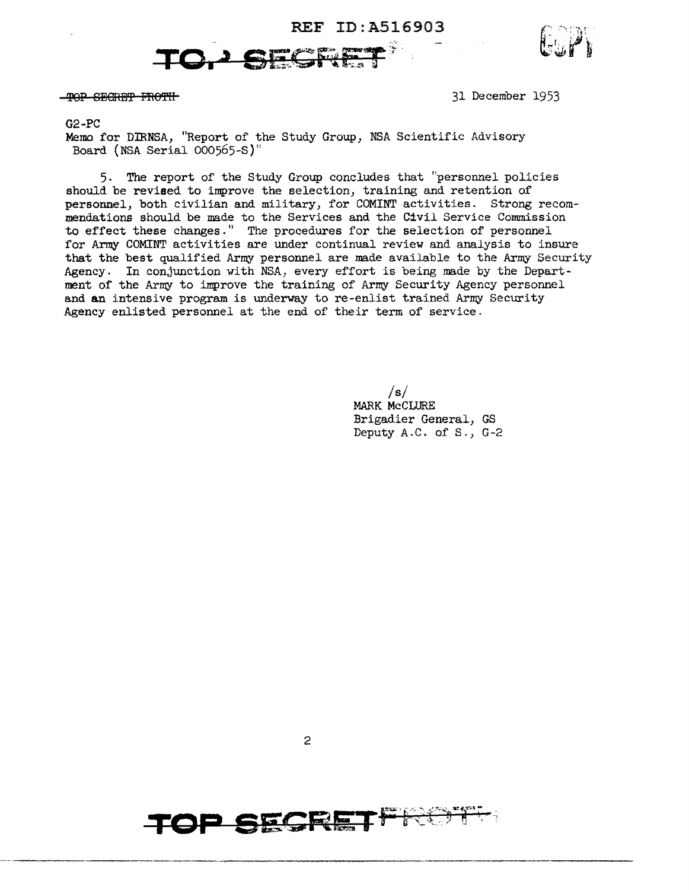REF ID:A516903

TOP SECRET

COPY

~~TOP SECRET FROTH~~

31 December 1953

G2-PC
Memo for DIRNSA, "Report of the Study Group, NSA Scientific Advisory Board (NSA Serial 000565-S)"

5. The report of the Study Group concludes that "personnel policies should be revised to improve the selection, training and retention of personnel, both civilian and military, for COMINT activities. Strong recommendations should be made to the Services and the Civil Service Commission to effect these changes." The procedures for the selection of personnel for Army COMINT activities are under continual review and analysis to insure that the best qualified Army personnel are made available to the Army Security Agency. In conjunction with NSA, every effort is being made by the Department of the Army to improve the training of Army Security Agency personnel and an intensive program is underway to re-enlist trained Army Security Agency enlisted personnel at the end of their term of service.

/s/
MARK McCLURE
Brigadier General, GS
Deputy A.C. of S., G-2

TOP SECRET FROTH